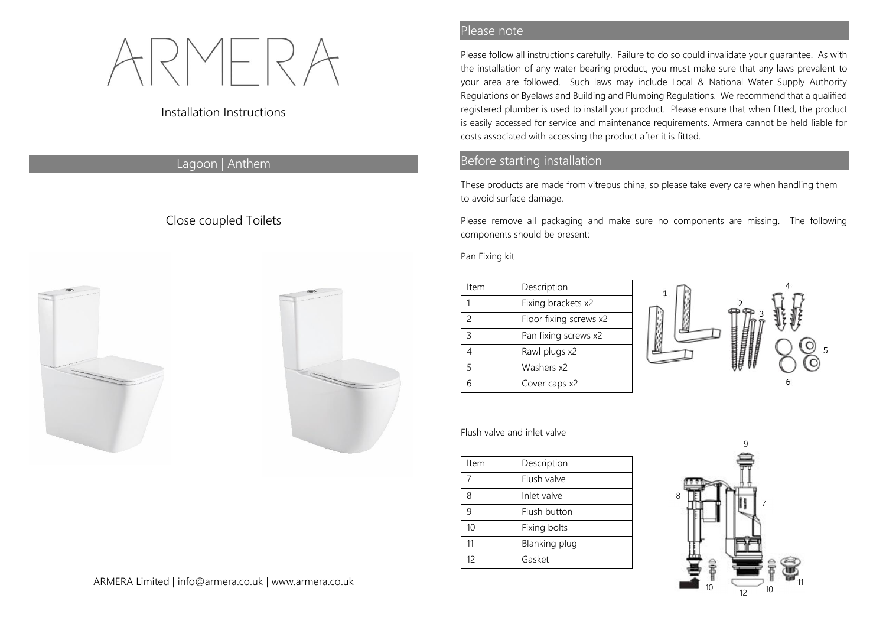# ARMERA

Installation Instructions

## Lagoon | Anthem

Close coupled Toilets

ARMERA Limited | info@armera.co.uk | www.armera.co.uk

## Please note

Please follow all instructions carefully. Failure to do so could invalidate your guarantee. As with the installation of any water bearing product, you must make sure that any laws prevalent to your area are followed. Such laws may include Local & National Water Supply Authority Regulations or Byelaws and Building and Plumbing Regulations. We recommend that a qualified registered plumber is used to install your product. Please ensure that when fitted, the product is easily accessed for service and maintenance requirements. Armera cannot be held liable for costs associated with accessing the product after it is fitted.

## Before starting installation

These products are made from vitreous china, so please take every care when handling them to avoid surface damage.

Please remove all packaging and make sure no components are missing. The following components should be present:

Pan Fixing kit

| Item | Description |
| --- | --- |
| 1 | Fixing brackets x2 |
| 2 | Floor fixing screws x2 |
| 3 | Pan fixing screws x2 |
| 4 | Rawl plugs x2 |
| 5 | Washers x2 |
| 6 | Cover caps x2 |

Flush valve and inlet valve

| Item | Description |
| --- | --- |
| 7 | Flush valve |
| 8 | Inlet valve |
| 9 | Flush button |
| 10 | Fixing bolts |
| 11 | Blanking plug |
| 12 | Gasket |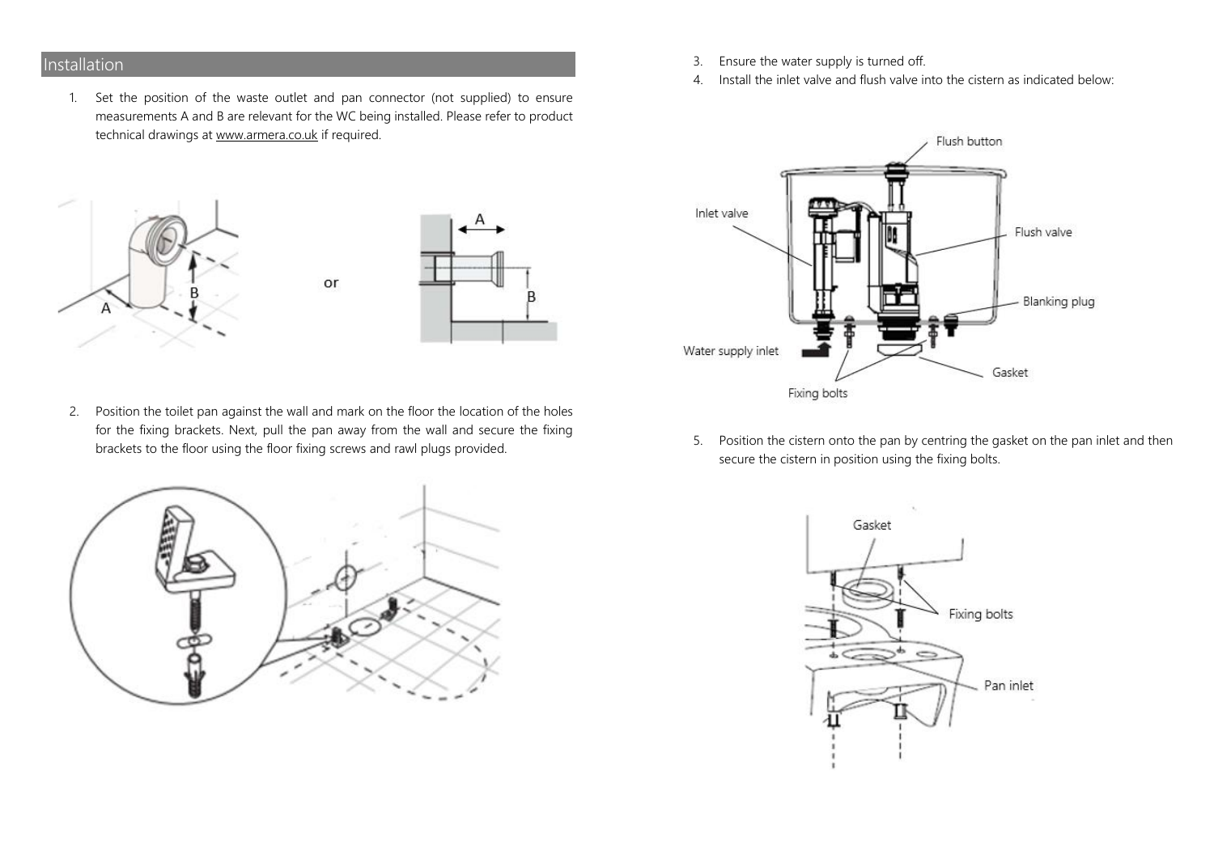## Installation

1. Set the position of the waste outlet and pan connector (not supplied) to ensure measurements A and B are relevant for the WC being installed. Please refer to product technical drawings at www.armera.co.uk if required.

2. Position the toilet pan against the wall and mark on the floor the location of the holes for the fixing brackets. Next, pull the pan away from the wall and secure the fixing brackets to the floor using the floor fixing screws and rawl plugs provided.

3. Ensure the water supply is turned off.
4. Install the inlet valve and flush valve into the cistern as indicated below:

5. Position the cistern onto the pan by centring the gasket on the pan inlet and then secure the cistern in position using the fixing bolts.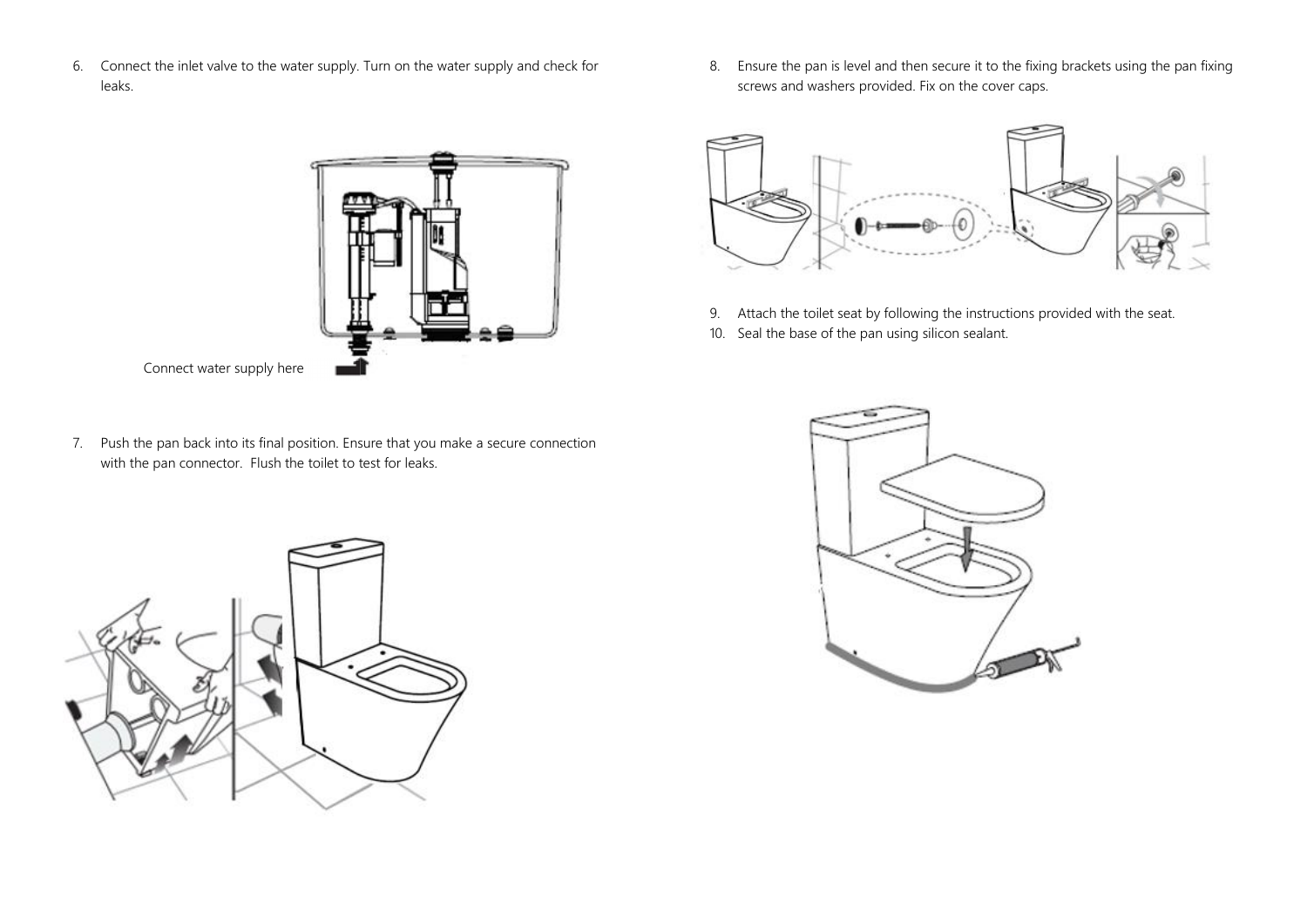6. Connect the inlet valve to the water supply. Turn on the water supply and check for leaks.

Connect water supply here

7. Push the pan back into its final position. Ensure that you make a secure connection with the pan connector. Flush the toilet to test for leaks.

8. Ensure the pan is level and then secure it to the fixing brackets using the pan fixing screws and washers provided. Fix on the cover caps.

9. Attach the toilet seat by following the instructions provided with the seat.
10. Seal the base of the pan using silicon sealant.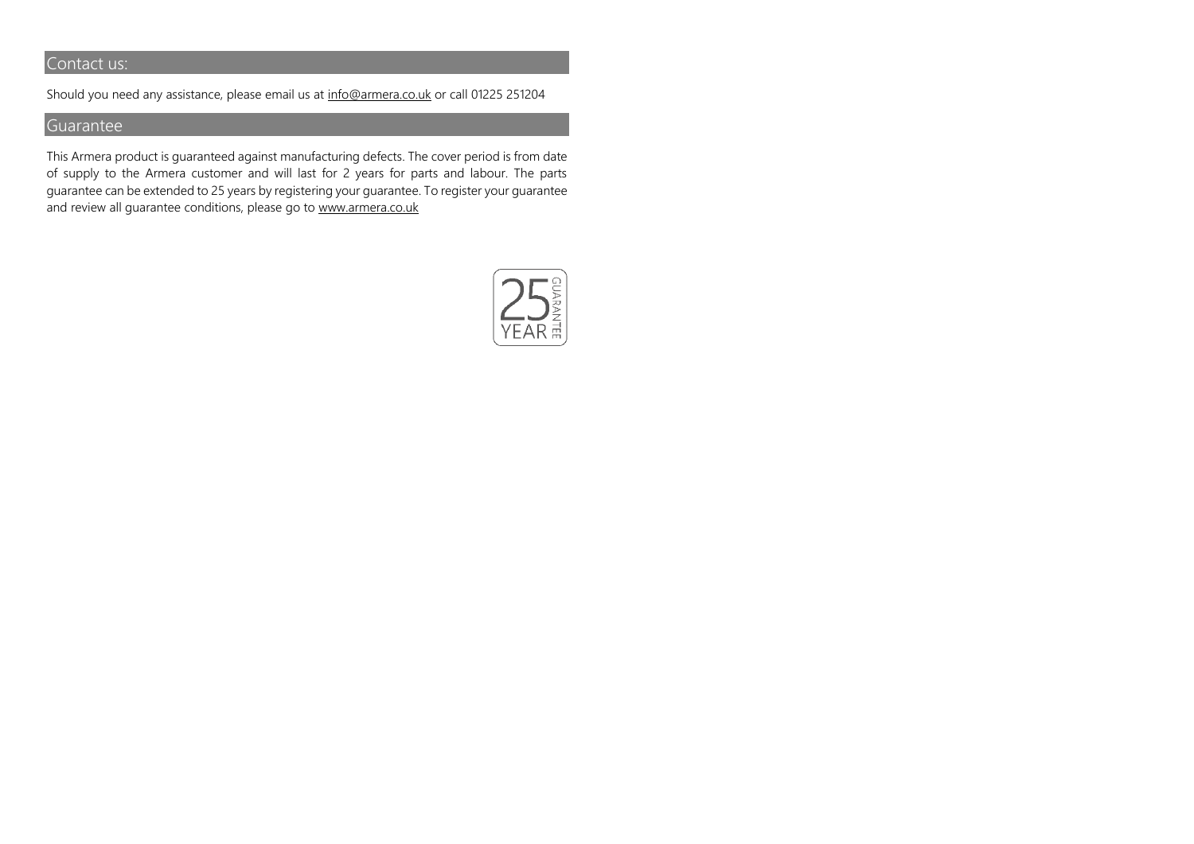## Contact us:

Should you need any assistance, please email us at info@armera.co.uk or call 01225 251204

## Guarantee

This Armera product is guaranteed against manufacturing defects. The cover period is from date of supply to the Armera customer and will last for 2 years for parts and labour. The parts guarantee can be extended to 25 years by registering your guarantee. To register your guarantee and review all guarantee conditions, please go to www.armera.co.uk

25 YEAR GUARANTEE